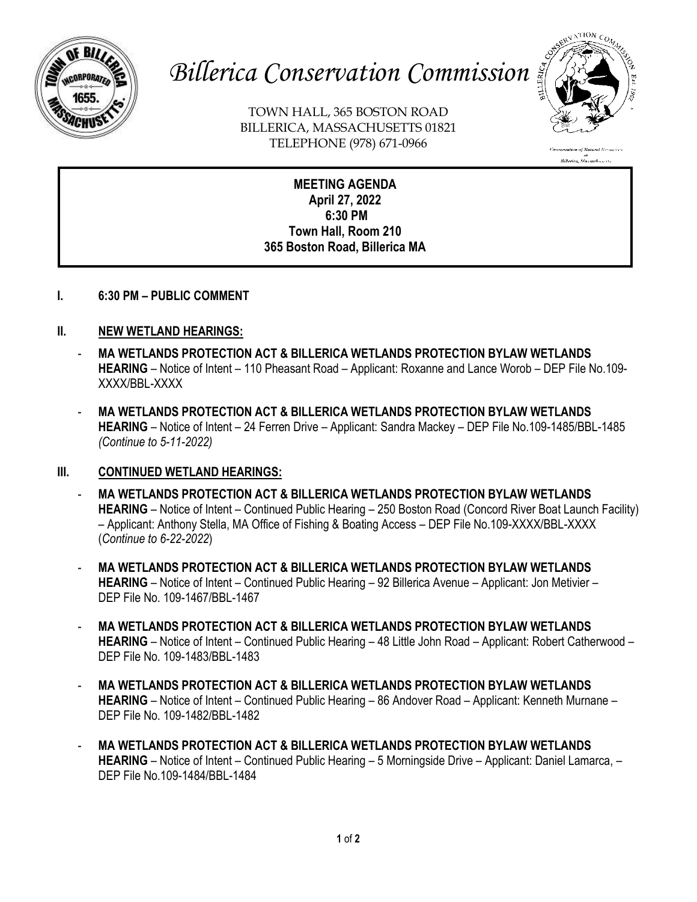# Billerica Conservation Commission

TOWN HALL, 365 BOSTON ROAD
BILLERICA, MASSACHUSETTS 01821
TELEPHONE (978) 671-0966

**MEETING AGENDA**
**April 27, 2022**
**6:30 PM**
**Town Hall, Room 210**
**365 Boston Road, Billerica MA**

## I. 6:30 PM – PUBLIC COMMENT

## II. NEW WETLAND HEARINGS:

- **MA WETLANDS PROTECTION ACT & BILLERICA WETLANDS PROTECTION BYLAW WETLANDS HEARING** – Notice of Intent – 110 Pheasant Road – Applicant: Roxanne and Lance Worob – DEP File No.109-XXXX/BBL-XXXX

- **MA WETLANDS PROTECTION ACT & BILLERICA WETLANDS PROTECTION BYLAW WETLANDS HEARING** – Notice of Intent – 24 Ferren Drive – Applicant: Sandra Mackey – DEP File No.109-1485/BBL-1485 *(Continue to 5-11-2022)*

## III. CONTINUED WETLAND HEARINGS:

- **MA WETLANDS PROTECTION ACT & BILLERICA WETLANDS PROTECTION BYLAW WETLANDS HEARING** – Notice of Intent – Continued Public Hearing – 250 Boston Road (Concord River Boat Launch Facility) – Applicant: Anthony Stella, MA Office of Fishing & Boating Access – DEP File No.109-XXXX/BBL-XXXX (*Continue to 6-22-2022*)

- **MA WETLANDS PROTECTION ACT & BILLERICA WETLANDS PROTECTION BYLAW WETLANDS HEARING** – Notice of Intent – Continued Public Hearing – 92 Billerica Avenue – Applicant: Jon Metivier – DEP File No. 109-1467/BBL-1467

- **MA WETLANDS PROTECTION ACT & BILLERICA WETLANDS PROTECTION BYLAW WETLANDS HEARING** – Notice of Intent – Continued Public Hearing – 48 Little John Road – Applicant: Robert Catherwood – DEP File No. 109-1483/BBL-1483

- **MA WETLANDS PROTECTION ACT & BILLERICA WETLANDS PROTECTION BYLAW WETLANDS HEARING** – Notice of Intent – Continued Public Hearing – 86 Andover Road – Applicant: Kenneth Murnane – DEP File No. 109-1482/BBL-1482

- **MA WETLANDS PROTECTION ACT & BILLERICA WETLANDS PROTECTION BYLAW WETLANDS HEARING** – Notice of Intent – Continued Public Hearing – 5 Morningside Drive – Applicant: Daniel Lamarca, – DEP File No.109-1484/BBL-1484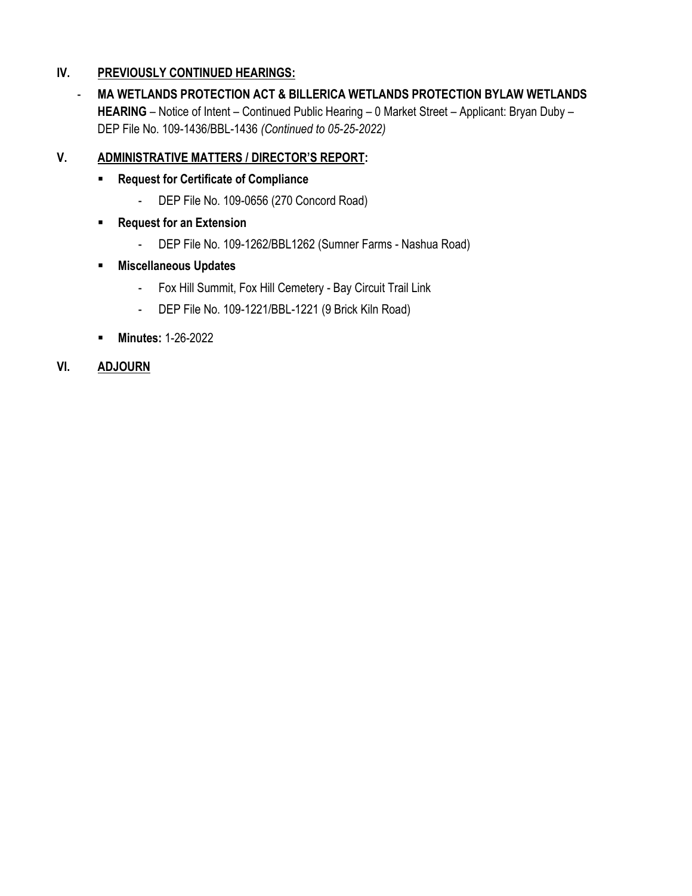## IV. PREVIOUSLY CONTINUED HEARINGS:

- **MA WETLANDS PROTECTION ACT & BILLERICA WETLANDS PROTECTION BYLAW WETLANDS HEARING** – Notice of Intent – Continued Public Hearing – 0 Market Street – Applicant: Bryan Duby – DEP File No. 109-1436/BBL-1436 *(Continued to 05-25-2022)*

## V. ADMINISTRATIVE MATTERS / DIRECTOR'S REPORT:

- **Request for Certificate of Compliance**
  - DEP File No. 109-0656 (270 Concord Road)
- **Request for an Extension**
  - DEP File No. 109-1262/BBL1262 (Sumner Farms - Nashua Road)
- **Miscellaneous Updates**
  - Fox Hill Summit, Fox Hill Cemetery - Bay Circuit Trail Link
  - DEP File No. 109-1221/BBL-1221 (9 Brick Kiln Road)
- **Minutes:** 1-26-2022

## VI. ADJOURN